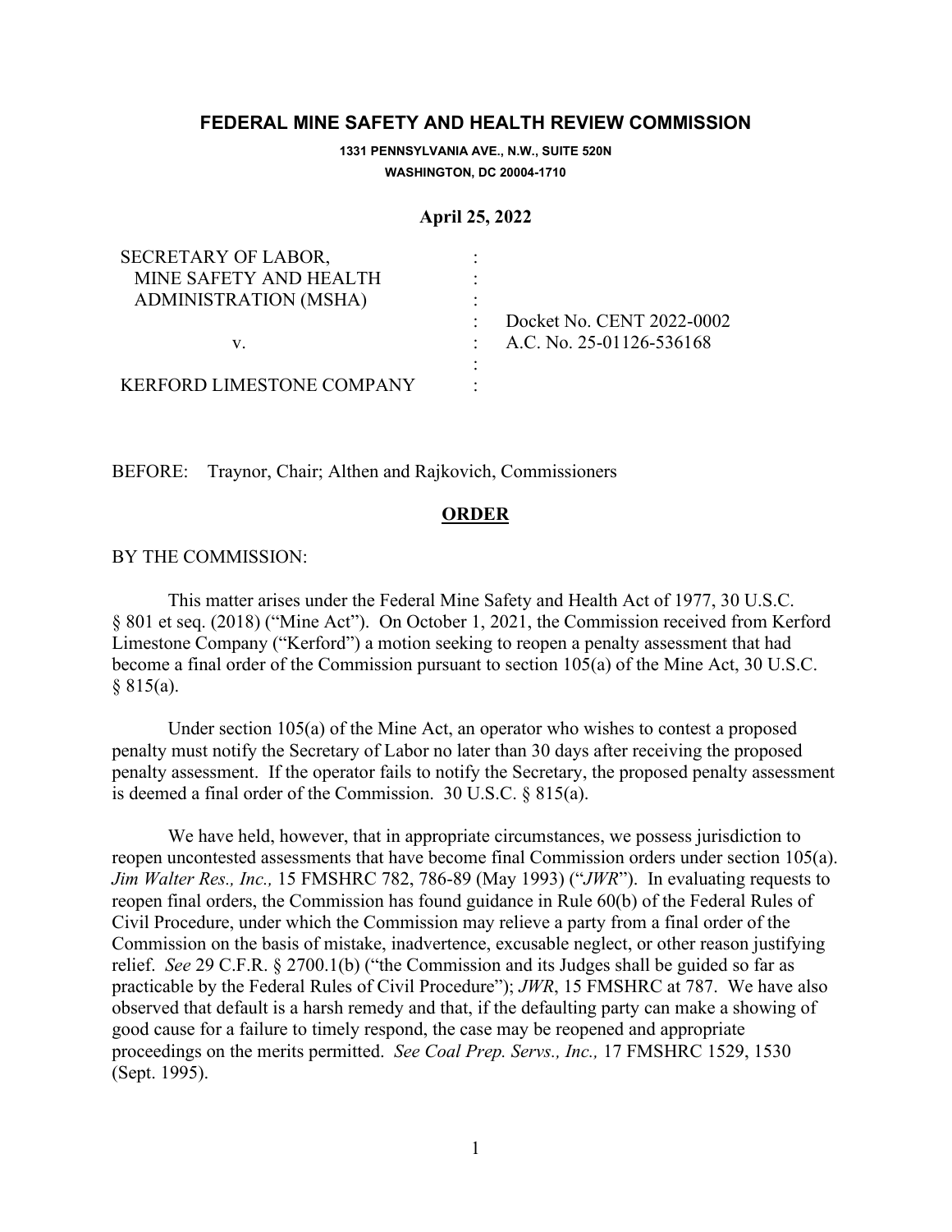# FEDERAL MINE SAFETY AND HEALTH REVIEW COMMISSION

**1331 PENNSYLVANIA AVE., N.W., SUITE 520N**
**WASHINGTON, DC 20004-1710**

**April 25, 2022**

| | | |
|---|---|---|
| SECRETARY OF LABOR, MINE SAFETY AND HEALTH ADMINISTRATION (MSHA) | : | |
| | : | Docket No. CENT 2022-0002 |
| v. | : | A.C. No. 25-01126-536168 |
| | : | |
| KERFORD LIMESTONE COMPANY | : | |

BEFORE: Traynor, Chair; Althen and Rajkovich, Commissioners

## ORDER

BY THE COMMISSION:

This matter arises under the Federal Mine Safety and Health Act of 1977, 30 U.S.C. § 801 et seq. (2018) ("Mine Act"). On October 1, 2021, the Commission received from Kerford Limestone Company ("Kerford") a motion seeking to reopen a penalty assessment that had become a final order of the Commission pursuant to section 105(a) of the Mine Act, 30 U.S.C. § 815(a).

Under section 105(a) of the Mine Act, an operator who wishes to contest a proposed penalty must notify the Secretary of Labor no later than 30 days after receiving the proposed penalty assessment. If the operator fails to notify the Secretary, the proposed penalty assessment is deemed a final order of the Commission. 30 U.S.C. § 815(a).

We have held, however, that in appropriate circumstances, we possess jurisdiction to reopen uncontested assessments that have become final Commission orders under section 105(a). *Jim Walter Res., Inc.,* 15 FMSHRC 782, 786-89 (May 1993) ("*JWR*"). In evaluating requests to reopen final orders, the Commission has found guidance in Rule 60(b) of the Federal Rules of Civil Procedure, under which the Commission may relieve a party from a final order of the Commission on the basis of mistake, inadvertence, excusable neglect, or other reason justifying relief. *See* 29 C.F.R. § 2700.1(b) ("the Commission and its Judges shall be guided so far as practicable by the Federal Rules of Civil Procedure"); *JWR*, 15 FMSHRC at 787. We have also observed that default is a harsh remedy and that, if the defaulting party can make a showing of good cause for a failure to timely respond, the case may be reopened and appropriate proceedings on the merits permitted. *See Coal Prep. Servs., Inc.,* 17 FMSHRC 1529, 1530 (Sept. 1995).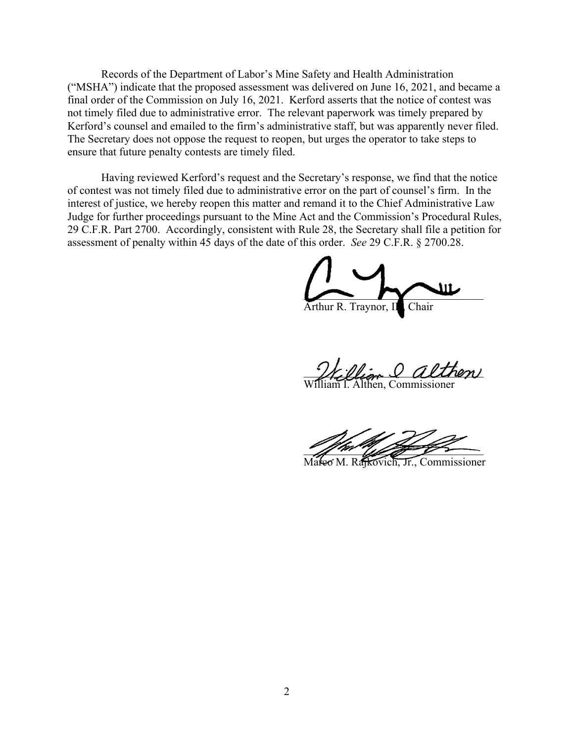Records of the Department of Labor's Mine Safety and Health Administration ("MSHA") indicate that the proposed assessment was delivered on June 16, 2021, and became a final order of the Commission on July 16, 2021. Kerford asserts that the notice of contest was not timely filed due to administrative error. The relevant paperwork was timely prepared by Kerford's counsel and emailed to the firm's administrative staff, but was apparently never filed. The Secretary does not oppose the request to reopen, but urges the operator to take steps to ensure that future penalty contests are timely filed.

Having reviewed Kerford's request and the Secretary's response, we find that the notice of contest was not timely filed due to administrative error on the part of counsel's firm. In the interest of justice, we hereby reopen this matter and remand it to the Chief Administrative Law Judge for further proceedings pursuant to the Mine Act and the Commission's Procedural Rules, 29 C.F.R. Part 2700. Accordingly, consistent with Rule 28, the Secretary shall file a petition for assessment of penalty within 45 days of the date of this order. *See* 29 C.F.R. § 2700.28.

Arthur R. Traynor, III, Chair

William I. Althen, Commissioner

Marco M. Rajkovich, Jr., Commissioner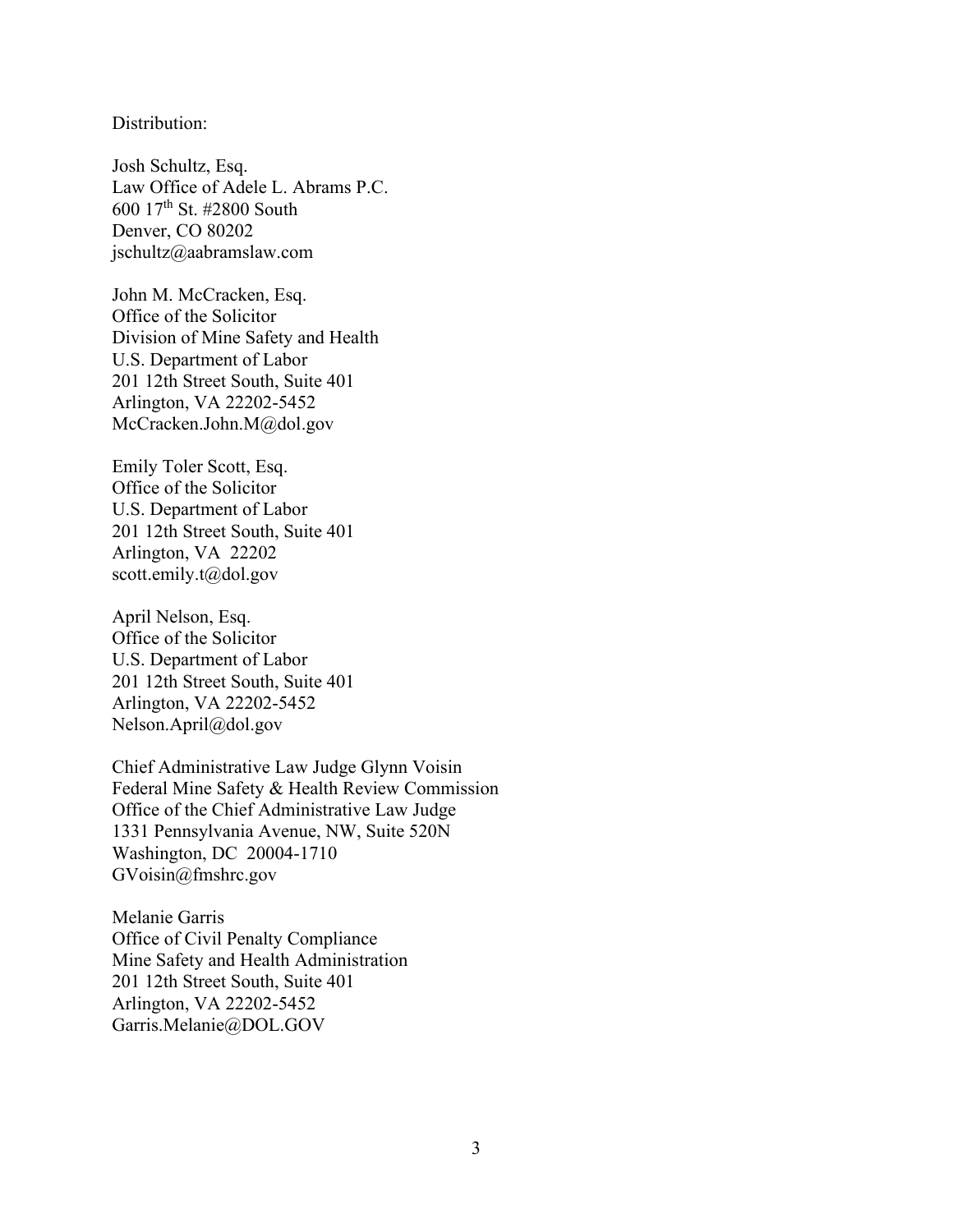Distribution:

Josh Schultz, Esq.
Law Office of Adele L. Abrams P.C.
600 17th St. #2800 South
Denver, CO 80202
jschultz@aabramslaw.com

John M. McCracken, Esq.
Office of the Solicitor
Division of Mine Safety and Health
U.S. Department of Labor
201 12th Street South, Suite 401
Arlington, VA 22202-5452
McCracken.John.M@dol.gov

Emily Toler Scott, Esq.
Office of the Solicitor
U.S. Department of Labor
201 12th Street South, Suite 401
Arlington, VA 22202
scott.emily.t@dol.gov

April Nelson, Esq.
Office of the Solicitor
U.S. Department of Labor
201 12th Street South, Suite 401
Arlington, VA 22202-5452
Nelson.April@dol.gov

Chief Administrative Law Judge Glynn Voisin
Federal Mine Safety & Health Review Commission
Office of the Chief Administrative Law Judge
1331 Pennsylvania Avenue, NW, Suite 520N
Washington, DC 20004-1710
GVoisin@fmshrc.gov

Melanie Garris
Office of Civil Penalty Compliance
Mine Safety and Health Administration
201 12th Street South, Suite 401
Arlington, VA 22202-5452
Garris.Melanie@DOL.GOV